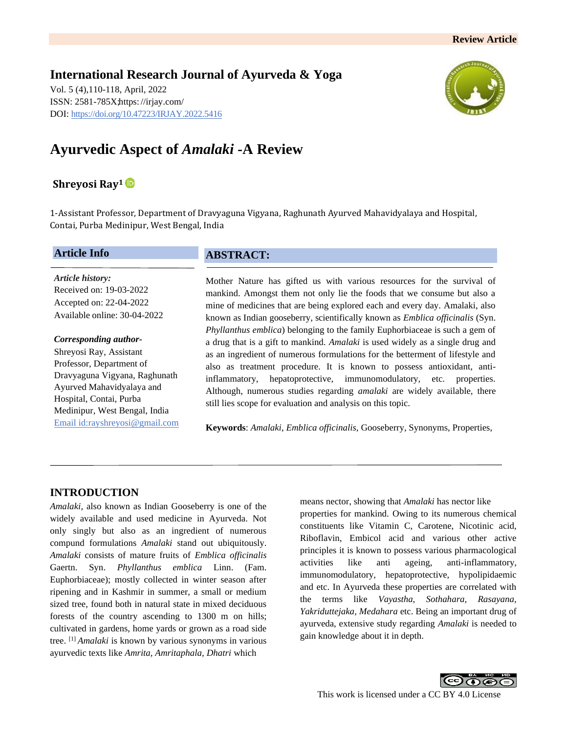Review Article

**International Research Journal of Ayurveda & Yoga**

Vol. 5 (4),110-118, April, 2022
ISSN: 2581-785X;https: //irjay.com/
DOI: https://doi.org/10.47223/IRJAY.2022.5416

# Ayurvedic Aspect of *Amalaki* -A Review

**Shreyosi Ray[1]**

1-Assistant Professor, Department of Dravyaguna Vigyana, Raghunath Ayurved Mahavidyalaya and Hospital, Contai, Purba Medinipur, West Bengal, India

## Article Info

*Article history:*
Received on: 19-03-2022
Accepted on: 22-04-2022
Available online: 30-04-2022

***Corresponding author-***
Shreyosi Ray, Assistant Professor, Department of Dravyaguna Vigyana, Raghunath Ayurved Mahavidyalaya and Hospital, Contai, Purba Medinipur, West Bengal, India
Email id:rayshreyosi@gmail.com

## ABSTRACT:

Mother Nature has gifted us with various resources for the survival of mankind. Amongst them not only lie the foods that we consume but also a mine of medicines that are being explored each and every day. Amalaki, also known as Indian gooseberry, scientifically known as *Emblica officinalis* (Syn. *Phyllanthus emblica*) belonging to the family Euphorbiaceae is such a gem of a drug that is a gift to mankind. *Amalaki* is used widely as a single drug and as an ingredient of numerous formulations for the betterment of lifestyle and also as treatment procedure. It is known to possess antioxidant, anti-inflammatory, hepatoprotective, immunomodulatory, etc. properties. Although, numerous studies regarding *amalaki* are widely available, there still lies scope for evaluation and analysis on this topic.

**Keywords**: *Amalaki*, *Emblica officinalis*, Gooseberry, Synonyms, Properties,

## INTRODUCTION

*Amalaki*, also known as Indian Gooseberry is one of the widely available and used medicine in Ayurveda. Not only singly but also as an ingredient of numerous compund formulations *Amalaki* stand out ubiquitously. *Amalaki* consists of mature fruits of *Emblica officinalis* Gaertn. Syn. *Phyllanthus emblica* Linn. (Fam. Euphorbiaceae); mostly collected in winter season after ripening and in Kashmir in summer, a small or medium sized tree, found both in natural state in mixed deciduous forests of the country ascending to 1300 m on hills; cultivated in gardens, home yards or grown as a road side tree. [1] *Amalaki* is known by various synonyms in various ayurvedic texts like *Amrita, Amritaphala, Dhatri* which means nector, showing that *Amalaki* has nector like properties for mankind. Owing to its numerous chemical constituents like Vitamin C, Carotene, Nicotinic acid, Riboflavin, Embicol acid and various other active principles it is known to possess various pharmacological activities like anti ageing, anti-inflammatory, immunomodulatory, hepatoprotective, hypolipidaemic and etc. In Ayurveda these properties are correlated with the terms like *Vayastha, Sothahara, Rasayana, Yakriduttejaka, Medahara* etc. Being an important drug of ayurveda, extensive study regarding *Amalaki* is needed to gain knowledge about it in depth.

This work is licensed under a CC BY 4.0 License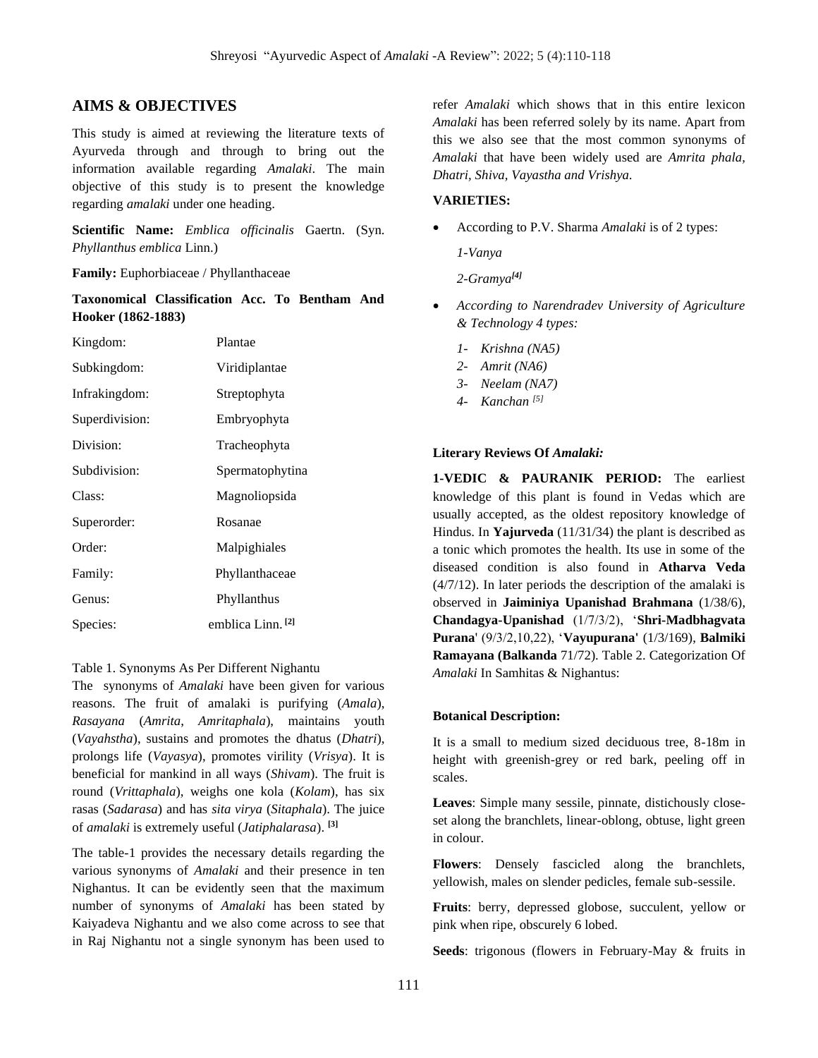## AIMS & OBJECTIVES

This study is aimed at reviewing the literature texts of Ayurveda through and through to bring out the information available regarding *Amalaki*. The main objective of this study is to present the knowledge regarding *amalaki* under one heading.

**Scientific Name:** *Emblica officinalis* Gaertn. (Syn. *Phyllanthus emblica* Linn.)

**Family:** Euphorbiaceae / Phyllanthaceae

**Taxonomical Classification Acc. To Bentham And Hooker (1862-1883)**

| | |
|---|---|
| Kingdom: | Plantae |
| Subkingdom: | Viridiplantae |
| Infrakingdom: | Streptophyta |
| Superdivision: | Embryophyta |
| Division: | Tracheophyta |
| Subdivision: | Spermatophytina |
| Class: | Magnoliopsida |
| Superorder: | Rosanae |
| Order: | Malpighiales |
| Family: | Phyllanthaceae |
| Genus: | Phyllanthus |
| Species: | emblica Linn. [2] |

Table 1. Synonyms As Per Different Nighantu

The synonyms of *Amalaki* have been given for various reasons. The fruit of amalaki is purifying (*Amala*), *Rasayana* (*Amrita*, *Amritaphala*), maintains youth (*Vayahstha*), sustains and promotes the dhatus (*Dhatri*), prolongs life (*Vayasya*), promotes virility (*Vrisya*). It is beneficial for mankind in all ways (*Shivam*). The fruit is round (*Vrittaphala*), weighs one kola (*Kolam*), has six rasas (*Sadarasa*) and has *sita virya* (*Sitaphala*). The juice of *amalaki* is extremely useful (*Jatiphalarasa*). [3]

The table-1 provides the necessary details regarding the various synonyms of *Amalaki* and their presence in ten Nighantus. It can be evidently seen that the maximum number of synonyms of *Amalaki* has been stated by Kaiyadeva Nighantu and we also come across to see that in Raj Nighantu not a single synonym has been used to refer *Amalaki* which shows that in this entire lexicon *Amalaki* has been referred solely by its name. Apart from this we also see that the most common synonyms of *Amalaki* that have been widely used are *Amrita phala, Dhatri, Shiva, Vayastha and Vrishya.*

**VARIETIES:**

- According to P.V. Sharma *Amalaki* is of 2 types:

  *1-Vanya*

  *2-Gramya*[4]

- *According to Narendradev University of Agriculture & Technology 4 types:*
  1. *Krishna (NA5)*
  2. *Amrit (NA6)*
  3. *Neelam (NA7)*
  4. *Kanchan* [5]

**Literary Reviews Of *Amalaki:***

**1-VEDIC & PAURANIK PERIOD:** The earliest knowledge of this plant is found in Vedas which are usually accepted, as the oldest repository knowledge of Hindus. In **Yajurveda** (11/31/34) the plant is described as a tonic which promotes the health. Its use in some of the diseased condition is also found in **Atharva Veda** (4/7/12). In later periods the description of the amalaki is observed in **Jaiminiya Upanishad Brahmana** (1/38/6), **Chandagya-Upanishad** (1/7/3/2), '**Shri-Madbhagvata Purana**' (9/3/2,10,22), '**Vayupurana'** (1/3/169), **Balmiki Ramayana (Balkanda** 71/72). Table 2. Categorization Of *Amalaki* In Samhitas & Nighantus:

**Botanical Description:**

It is a small to medium sized deciduous tree, 8-18m in height with greenish-grey or red bark, peeling off in scales.

**Leaves**: Simple many sessile, pinnate, distichously close-set along the branchlets, linear-oblong, obtuse, light green in colour.

**Flowers**: Densely fascicled along the branchlets, yellowish, males on slender pedicles, female sub-sessile.

**Fruits**: berry, depressed globose, succulent, yellow or pink when ripe, obscurely 6 lobed.

**Seeds**: trigonous (flowers in February-May & fruits in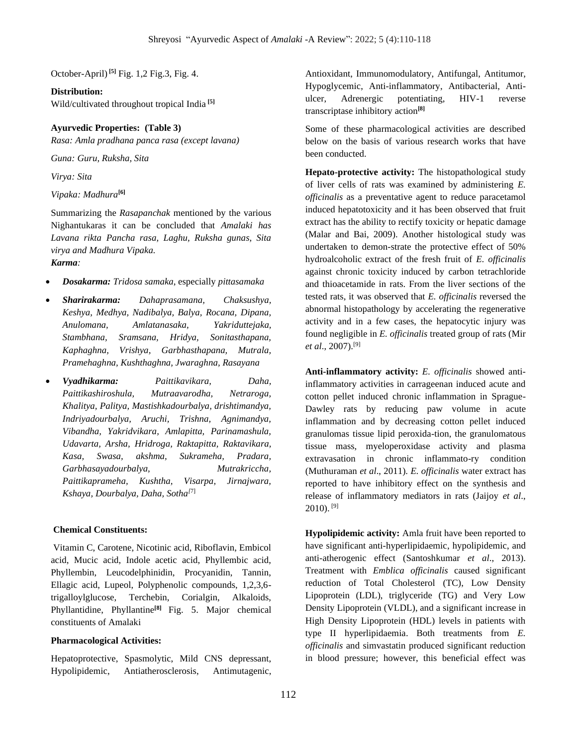October-April)[5] Fig. 1,2 Fig.3, Fig. 4.

**Distribution:**

Wild/cultivated throughout tropical India [5]

**Ayurvedic Properties: (Table 3)**

*Rasa: Amla pradhana panca rasa (except lavana)*

*Guna: Guru, Ruksha, Sita*

*Virya: Sita*

*Vipaka: Madhura*[6]

Summarizing the *Rasapanchak* mentioned by the various Nighantukaras it can be concluded that *Amalaki has Lavana rikta Pancha rasa, Laghu, Ruksha gunas, Sita virya and Madhura Vipaka.*

***Karma:***

- ***Dosakarma:*** *Tridosa samaka*, especially *pittasamaka*
- ***Sharirakarma:*** *Dahaprasamana, Chaksushya, Keshya, Medhya, Nadibalya, Balya, Rocana, Dipana, Anulomana, Amlatanasaka, Yakriduttejaka, Stambhana, Sramsana, Hridya, Sonitasthapana, Kaphaghna, Vrishya, Garbhasthapana, Mutrala, Pramehaghna, Kushthaghna, Jwaraghna, Rasayana*
- ***Vyadhikarma:*** *Paittikavikara, Daha, Paittikashiroshula, Mutraavarodha, Netraroga, Khalitya, Palitya, Mastishkadourbalya, drishtimandya, Indriyadourbalya, Aruchi, Trishna, Agnimandya, Vibandha, Yakridvikara, Amlapitta, Parinamashula, Udavarta, Arsha, Hridroga, Raktapitta, Raktavikara, Kasa, Swasa, akshma, Sukrameha, Pradara, Garbhasayadourbalya, Mutrakriccha, Paittikaprameha, Kushtha, Visarpa, Jirnajwara, Kshaya, Dourbalya, Daha, Sotha*[7]

**Chemical Constituents:**

Vitamin C, Carotene, Nicotinic acid, Riboflavin, Embicol acid, Mucic acid, Indole acetic acid, Phyllembic acid, Phyllembin, Leucodelphinidin, Procyanidin, Tannin, Ellagic acid, Lupeol, Polyphenolic compounds, 1,2,3,6-trigalloylglucose, Terchebin, Corialgin, Alkaloids, Phyllantidine, Phyllantine[8] Fig. 5. Major chemical constituents of Amalaki

**Pharmacological Activities:**

Hepatoprotective, Spasmolytic, Mild CNS depressant, Hypolipidemic, Antiatherosclerosis, Antimutagenic, Antioxidant, Immunomodulatory, Antifungal, Antitumor, Hypoglycemic, Anti-inflammatory, Antibacterial, Anti-ulcer, Adrenergic potentiating, HIV-1 reverse transcriptase inhibitory action[8]

Some of these pharmacological activities are described below on the basis of various research works that have been conducted.

**Hepato-protective activity:** The histopathological study of liver cells of rats was examined by administering *E. officinalis* as a preventative agent to reduce paracetamol induced hepatotoxicity and it has been observed that fruit extract has the ability to rectify toxicity or hepatic damage (Malar and Bai, 2009). Another histological study was undertaken to demon-strate the protective effect of 50% hydroalcoholic extract of the fresh fruit of *E. officinalis* against chronic toxicity induced by carbon tetrachloride and thioacetamide in rats. From the liver sections of the tested rats, it was observed that *E. officinalis* reversed the abnormal histopathology by accelerating the regenerative activity and in a few cases, the hepatocytic injury was found negligible in *E. officinalis* treated group of rats (Mir *et al*., 2007).[9]

**Anti-inflammatory activity:** *E. officinalis* showed anti-inflammatory activities in carrageenan induced acute and cotton pellet induced chronic inflammation in Sprague-Dawley rats by reducing paw volume in acute inflammation and by decreasing cotton pellet induced granulomas tissue lipid peroxida-tion, the granulomatous tissue mass, myeloperoxidase activity and plasma extravasation in chronic inflammato-ry condition (Muthuraman *et al*., 2011). *E. officinalis* water extract has reported to have inhibitory effect on the synthesis and release of inflammatory mediators in rats (Jaijoy *et al*., 2010). [9]

**Hypolipidemic activity:** Amla fruit have been reported to have significant anti-hyperlipidaemic, hypolipidemic, and anti-atherogenic effect (Santoshkumar *et al*., 2013). Treatment with *Emblica officinalis* caused significant reduction of Total Cholesterol (TC), Low Density Lipoprotein (LDL), triglyceride (TG) and Very Low Density Lipoprotein (VLDL), and a significant increase in High Density Lipoprotein (HDL) levels in patients with type II hyperlipidaemia. Both treatments from *E. officinalis* and simvastatin produced significant reduction in blood pressure; however, this beneficial effect was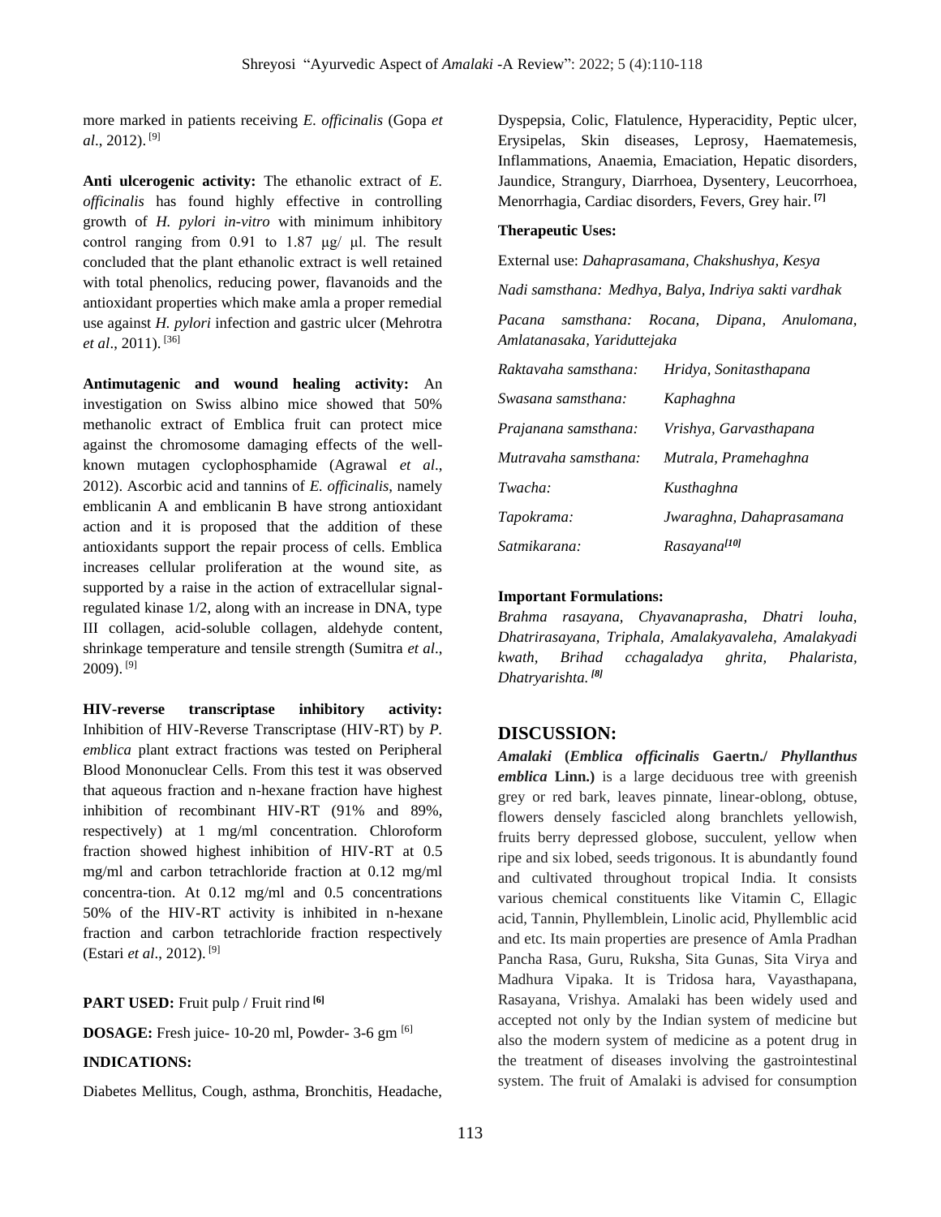more marked in patients receiving *E. officinalis* (Gopa *et al*., 2012). [9]

**Anti ulcerogenic activity:** The ethanolic extract of *E. officinalis* has found highly effective in controlling growth of *H. pylori in-vitro* with minimum inhibitory control ranging from 0.91 to 1.87 μg/ μl. The result concluded that the plant ethanolic extract is well retained with total phenolics, reducing power, flavanoids and the antioxidant properties which make amla a proper remedial use against *H. pylori* infection and gastric ulcer (Mehrotra *et al*., 2011). [36]

**Antimutagenic and wound healing activity:** An investigation on Swiss albino mice showed that 50% methanolic extract of Emblica fruit can protect mice against the chromosome damaging effects of the well-known mutagen cyclophosphamide (Agrawal *et al*., 2012). Ascorbic acid and tannins of *E. officinalis*, namely emblicanin A and emblicanin B have strong antioxidant action and it is proposed that the addition of these antioxidants support the repair process of cells. Emblica increases cellular proliferation at the wound site, as supported by a raise in the action of extracellular signal-regulated kinase 1/2, along with an increase in DNA, type III collagen, acid-soluble collagen, aldehyde content, shrinkage temperature and tensile strength (Sumitra *et al*., 2009). [9]

**HIV-reverse transcriptase inhibitory activity:** Inhibition of HIV-Reverse Transcriptase (HIV-RT) by *P. emblica* plant extract fractions was tested on Peripheral Blood Mononuclear Cells. From this test it was observed that aqueous fraction and n-hexane fraction have highest inhibition of recombinant HIV-RT (91% and 89%, respectively) at 1 mg/ml concentration. Chloroform fraction showed highest inhibition of HIV-RT at 0.5 mg/ml and carbon tetrachloride fraction at 0.12 mg/ml concentra-tion. At 0.12 mg/ml and 0.5 concentrations 50% of the HIV-RT activity is inhibited in n-hexane fraction and carbon tetrachloride fraction respectively (Estari *et al*., 2012). [9]

**PART USED:** Fruit pulp / Fruit rind [6]

**DOSAGE:** Fresh juice- 10-20 ml, Powder- 3-6 gm [6]

**INDICATIONS:**

Diabetes Mellitus, Cough, asthma, Bronchitis, Headache, Dyspepsia, Colic, Flatulence, Hyperacidity, Peptic ulcer, Erysipelas, Skin diseases, Leprosy, Haematemesis, Inflammations, Anaemia, Emaciation, Hepatic disorders, Jaundice, Strangury, Diarrhoea, Dysentery, Leucorrhoea, Menorrhagia, Cardiac disorders, Fevers, Grey hair. [7]

**Therapeutic Uses:**

External use: *Dahaprasamana, Chakshushya, Kesya*

*Nadi samsthana: Medhya, Balya, Indriya sakti vardhak*

*Pacana samsthana: Rocana, Dipana, Anulomana, Amlatanasaka, Yariduttejaka*

| | |
|---|---|
| *Raktavaha samsthana:* | *Hridya, Sonitasthapana* |
| *Swasana samsthana:* | *Kaphaghna* |
| *Prajanana samsthana:* | *Vrishya, Garvasthapana* |
| *Mutravaha samsthana:* | *Mutrala, Pramehaghna* |
| *Twacha:* | *Kusthaghna* |
| *Tapokrama:* | *Jwaraghna, Dahaprasamana* |
| *Satmikarana:* | *Rasayana*[10] |

**Important Formulations:**

*Brahma rasayana, Chyavanaprasha, Dhatri louha, Dhatrirasayana, Triphala, Amalakyavaleha, Amalakyadi kwath, Brihad cchagaladya ghrita, Phalarista, Dhatryarishta.* [8]

## DISCUSSION:

***Amalaki* (*Emblica officinalis* Gaertn./ *Phyllanthus emblica* Linn.)** is a large deciduous tree with greenish grey or red bark, leaves pinnate, linear-oblong, obtuse, flowers densely fascicled along branchlets yellowish, fruits berry depressed globose, succulent, yellow when ripe and six lobed, seeds trigonous. It is abundantly found and cultivated throughout tropical India. It consists various chemical constituents like Vitamin C, Ellagic acid, Tannin, Phyllemblein, Linolic acid, Phyllemblic acid and etc. Its main properties are presence of Amla Pradhan Pancha Rasa, Guru, Ruksha, Sita Gunas, Sita Virya and Madhura Vipaka. It is Tridosa hara, Vayasthapana, Rasayana, Vrishya. Amalaki has been widely used and accepted not only by the Indian system of medicine but also the modern system of medicine as a potent drug in the treatment of diseases involving the gastrointestinal system. The fruit of Amalaki is advised for consumption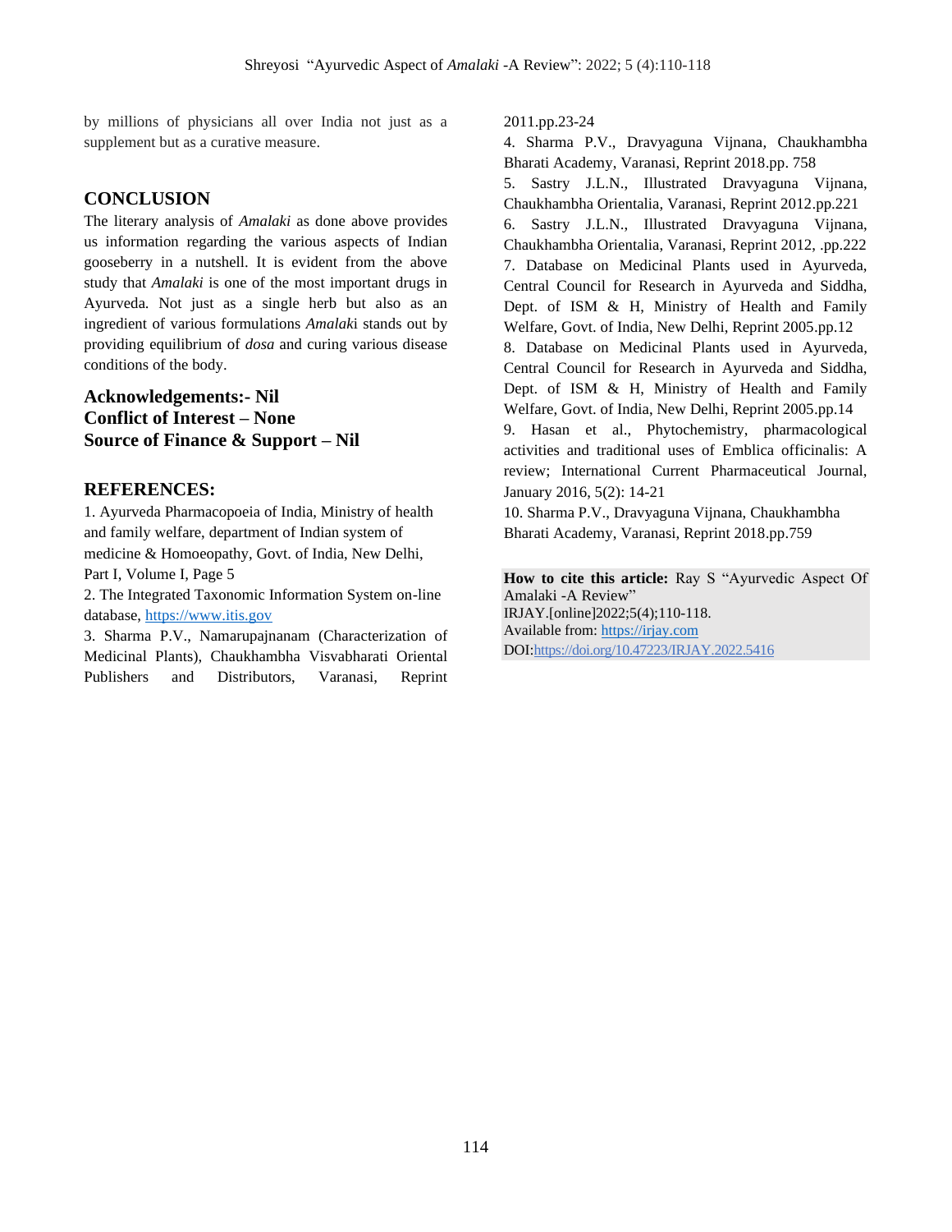by millions of physicians all over India not just as a supplement but as a curative measure.

## CONCLUSION

The literary analysis of *Amalaki* as done above provides us information regarding the various aspects of Indian gooseberry in a nutshell. It is evident from the above study that *Amalaki* is one of the most important drugs in Ayurveda. Not just as a single herb but also as an ingredient of various formulations *Amalak*i stands out by providing equilibrium of *dosa* and curing various disease conditions of the body.

**Acknowledgements:- Nil**
**Conflict of Interest – None**
**Source of Finance & Support – Nil**

## REFERENCES:

1. Ayurveda Pharmacopoeia of India, Ministry of health and family welfare, department of Indian system of medicine & Homoeopathy, Govt. of India, New Delhi, Part I, Volume I, Page 5
2. The Integrated Taxonomic Information System on-line database, https://www.itis.gov
3. Sharma P.V., Namarupajnanam (Characterization of Medicinal Plants), Chaukhambha Visvabharati Oriental Publishers and Distributors, Varanasi, Reprint 2011.pp.23-24
4. Sharma P.V., Dravyaguna Vijnana, Chaukhambha Bharati Academy, Varanasi, Reprint 2018.pp. 758
5. Sastry J.L.N., Illustrated Dravyaguna Vijnana, Chaukhambha Orientalia, Varanasi, Reprint 2012.pp.221
6. Sastry J.L.N., Illustrated Dravyaguna Vijnana, Chaukhambha Orientalia, Varanasi, Reprint 2012, .pp.222
7. Database on Medicinal Plants used in Ayurveda, Central Council for Research in Ayurveda and Siddha, Dept. of ISM & H, Ministry of Health and Family Welfare, Govt. of India, New Delhi, Reprint 2005.pp.12
8. Database on Medicinal Plants used in Ayurveda, Central Council for Research in Ayurveda and Siddha, Dept. of ISM & H, Ministry of Health and Family Welfare, Govt. of India, New Delhi, Reprint 2005.pp.14
9. Hasan et al., Phytochemistry, pharmacological activities and traditional uses of Emblica officinalis: A review; International Current Pharmaceutical Journal, January 2016, 5(2): 14-21
10. Sharma P.V., Dravyaguna Vijnana, Chaukhambha Bharati Academy, Varanasi, Reprint 2018.pp.759

**How to cite this article:** Ray S "Ayurvedic Aspect Of Amalaki -A Review"
IRJAY.[online]2022;5(4);110-118.
Available from: https://irjay.com
DOI:https://doi.org/10.47223/IRJAY.2022.5416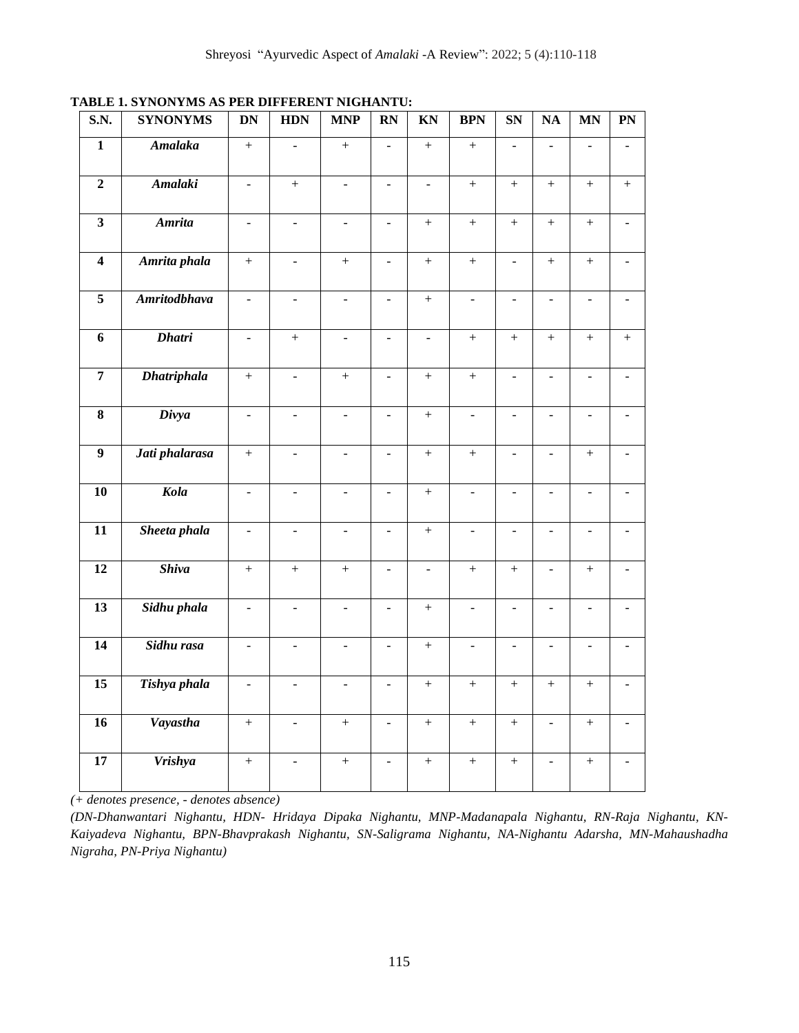**TABLE 1. SYNONYMS AS PER DIFFERENT NIGHANTU:**

| S.N. | SYNONYMS | DN | HDN | MNP | RN | KN | BPN | SN | NA | MN | PN |
|---|---|---|---|---|---|---|---|---|---|---|---|
| 1 | *Amalaka* | + | - | + | - | + | + | - | - | - | - |
| 2 | *Amalaki* | - | + | - | - | - | + | + | + | + | + |
| 3 | *Amrita* | - | - | - | - | + | + | + | + | + | - |
| 4 | *Amrita phala* | + | - | + | - | + | + | - | + | + | - |
| 5 | *Amritodbhava* | - | - | - | - | + | - | - | - | - | - |
| 6 | *Dhatri* | - | + | - | - | - | + | + | + | + | + |
| 7 | *Dhatriphala* | + | - | + | - | + | + | - | - | - | - |
| 8 | *Divya* | - | - | - | - | + | - | - | - | - | - |
| 9 | *Jati phalarasa* | + | - | - | - | + | + | - | - | + | - |
| 10 | *Kola* | - | - | - | - | + | - | - | - | - | - |
| 11 | *Sheeta phala* | - | - | - | - | + | - | - | - | - | - |
| 12 | *Shiva* | + | + | + | - | - | + | + | - | + | - |
| 13 | *Sidhu phala* | - | - | - | - | + | - | - | - | - | - |
| 14 | *Sidhu rasa* | - | - | - | - | + | - | - | - | - | - |
| 15 | *Tishya phala* | - | - | - | - | + | + | + | + | + | - |
| 16 | *Vayastha* | + | - | + | - | + | + | + | - | + | - |
| 17 | *Vrishya* | + | - | + | - | + | + | + | - | + | - |

*(+ denotes presence, - denotes absence)*

*(DN-Dhanwantari Nighantu, HDN- Hridaya Dipaka Nighantu, MNP-Madanapala Nighantu, RN-Raja Nighantu, KN-Kaiyadeva Nighantu, BPN-Bhavprakash Nighantu, SN-Saligrama Nighantu, NA-Nighantu Adarsha, MN-Mahaushadha Nigraha, PN-Priya Nighantu)*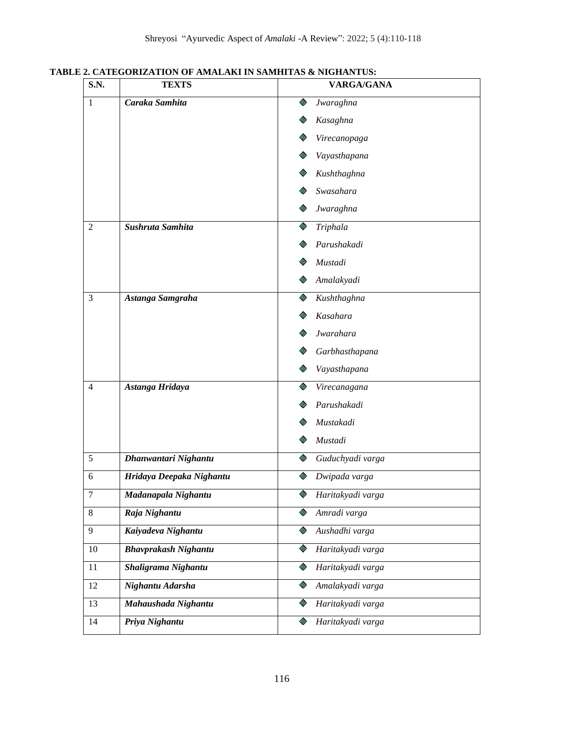**TABLE 2. CATEGORIZATION OF AMALAKI IN SAMHITAS & NIGHANTUS:**

| S.N. | TEXTS | VARGA/GANA |
|---|---|---|
| 1 | ***Caraka Samhita*** | ◈ *Jwaraghna*<br>◈ *Kasaghna*<br>◈ *Virecanopaga*<br>◈ *Vayasthapana*<br>◈ *Kushthaghna*<br>◈ *Swasahara*<br>◈ *Jwaraghna* |
| 2 | ***Sushruta Samhita*** | ◈ *Triphala*<br>◈ *Parushakadi*<br>◈ *Mustadi*<br>◈ *Amalakyadi* |
| 3 | ***Astanga Samgraha*** | ◈ *Kushthaghna*<br>◈ *Kasahara*<br>◈ *Jwarahara*<br>◈ *Garbhasthapana*<br>◈ *Vayasthapana* |
| 4 | ***Astanga Hridaya*** | ◈ *Virecanagana*<br>◈ *Parushakadi*<br>◈ *Mustakadi*<br>◈ *Mustadi* |
| 5 | ***Dhanwantari Nighantu*** | ◈ *Guduchyadi varga* |
| 6 | ***Hridaya Deepaka Nighantu*** | ◈ *Dwipada varga* |
| 7 | ***Madanapala Nighantu*** | ◈ *Haritakyadi varga* |
| 8 | ***Raja Nighantu*** | ◈ *Amradi varga* |
| 9 | ***Kaiyadeva Nighantu*** | ◈ *Aushadhi varga* |
| 10 | ***Bhavprakash Nighantu*** | ◈ *Haritakyadi varga* |
| 11 | ***Shaligrama Nighantu*** | ◈ *Haritakyadi varga* |
| 12 | ***Nighantu Adarsha*** | ◈ *Amalakyadi varga* |
| 13 | ***Mahaushada Nighantu*** | ◈ *Haritakyadi varga* |
| 14 | ***Priya Nighantu*** | ◈ *Haritakyadi varga* |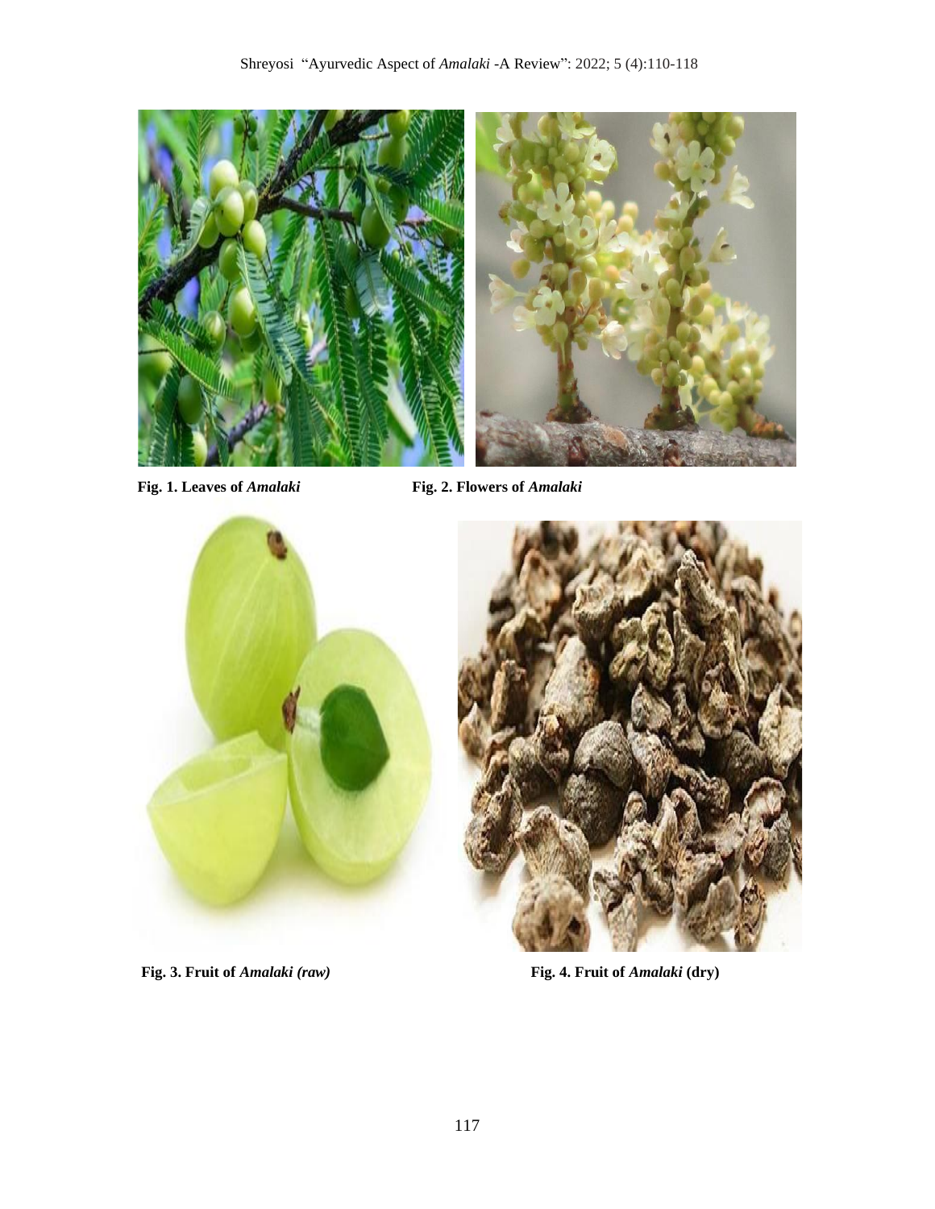**Fig. 1. Leaves of *Amalaki***

**Fig. 2. Flowers of *Amalaki***

**Fig. 3. Fruit of *Amalaki (raw)***

**Fig. 4. Fruit of *Amalaki* (dry)**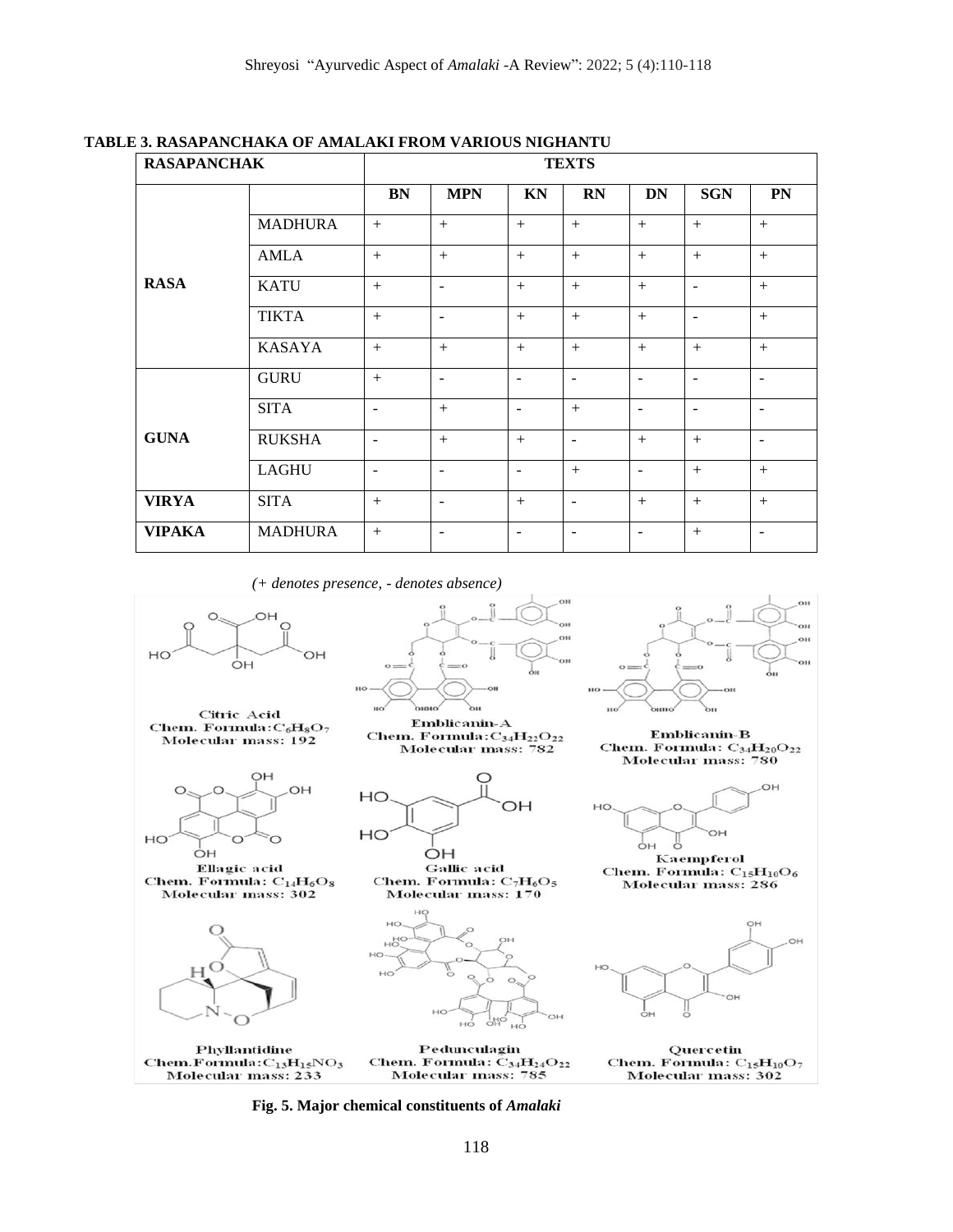**TABLE 3. RASAPANCHAKA OF AMALAKI FROM VARIOUS NIGHANTU**

| RASAPANCHAK | | TEXTS | | | | | | |
|---|---|---|---|---|---|---|---|---|
| | | BN | MPN | KN | RN | DN | SGN | PN |
| RASA | MADHURA | + | + | + | + | + | + | + |
| | AMLA | + | + | + | + | + | + | + |
| | KATU | + | - | + | + | + | - | + |
| | TIKTA | + | - | + | + | + | - | + |
| | KASAYA | + | + | + | + | + | + | + |
| GUNA | GURU | + | - | - | - | - | - | - |
| | SITA | - | + | - | + | - | - | - |
| | RUKSHA | - | + | + | - | + | + | - |
| | LAGHU | - | - | - | + | - | + | + |
| VIRYA | SITA | + | - | + | - | + | + | + |
| VIPAKA | MADHURA | + | - | - | - | - | + | - |

*(+ denotes presence, - denotes absence)*

Citric Acid
Chem. Formula: $C_6H_8O_7$
Molecular mass: 192

Emblicanin-A
Chem. Formula: $C_{34}H_{22}O_{22}$
Molecular mass: 782

Emblicanin-B
Chem. Formula: $C_{34}H_{20}O_{22}$
Molecular mass: 780

Ellagic acid
Chem. Formula: $C_{14}H_6O_8$
Molecular mass: 302

Gallic acid
Chem. Formula: $C_7H_6O_5$
Molecular mass: 170

Kaempferol
Chem. Formula: $C_{15}H_{10}O_6$
Molecular mass: 286

Phyllantidine
Chem. Formula: $C_{13}H_{15}NO_3$
Molecular mass: 233

Pedunculagin
Chem. Formula: $C_{34}H_{24}O_{22}$
Molecular mass: 785

Quercetin
Chem. Formula: $C_{15}H_{10}O_7$
Molecular mass: 302

**Fig. 5. Major chemical constituents of *Amalaki***